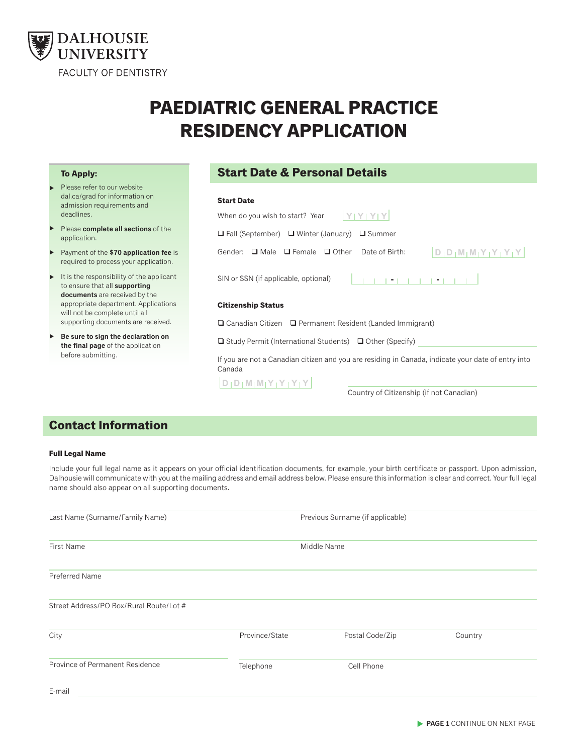DALHOUSIE UNIVERSITY
FACULTY OF DENTISTRY

# PAEDIATRIC GENERAL PRACTICE RESIDENCY APPLICATION

**To Apply:**

- Please refer to our website dal.ca/grad for information on admission requirements and deadlines.
- Please **complete all sections** of the application.
- Payment of the **$70 application fee** is required to process your application.
- It is the responsibility of the applicant to ensure that all **supporting documents** are received by the appropriate department. Applications will not be complete until all supporting documents are received.
- **Be sure to sign the declaration on the final page** of the application before submitting.

## Start Date & Personal Details

**Start Date**

When do you wish to start? Year Y Y Y Y

❑ Fall (September) ❑ Winter (January) ❑ Summer

Gender: ❑ Male ❑ Female ❑ Other Date of Birth: D D M M Y Y Y Y

SIN or SSN (if applicable, optional) ___ - ___ - ___

**Citizenship Status**

❑ Canadian Citizen ❑ Permanent Resident (Landed Immigrant)

❑ Study Permit (International Students) ❑ Other (Specify) ______

If you are not a Canadian citizen and you are residing in Canada, indicate your date of entry into Canada

D D M M Y Y Y Y

Country of Citizenship (if not Canadian) ______

## Contact Information

**Full Legal Name**

Include your full legal name as it appears on your official identification documents, for example, your birth certificate or passport. Upon admission, Dalhousie will communicate with you at the mailing address and email address below. Please ensure this information is clear and correct. Your full legal name should also appear on all supporting documents.

Last Name (Surname/Family Name) ______ Previous Surname (if applicable) ______

First Name ______ Middle Name ______

Preferred Name ______

Street Address/PO Box/Rural Route/Lot # ______

City ______ Province/State ______ Postal Code/Zip ______ Country ______

Province of Permanent Residence ______ Telephone ______ Cell Phone ______

E-mail ______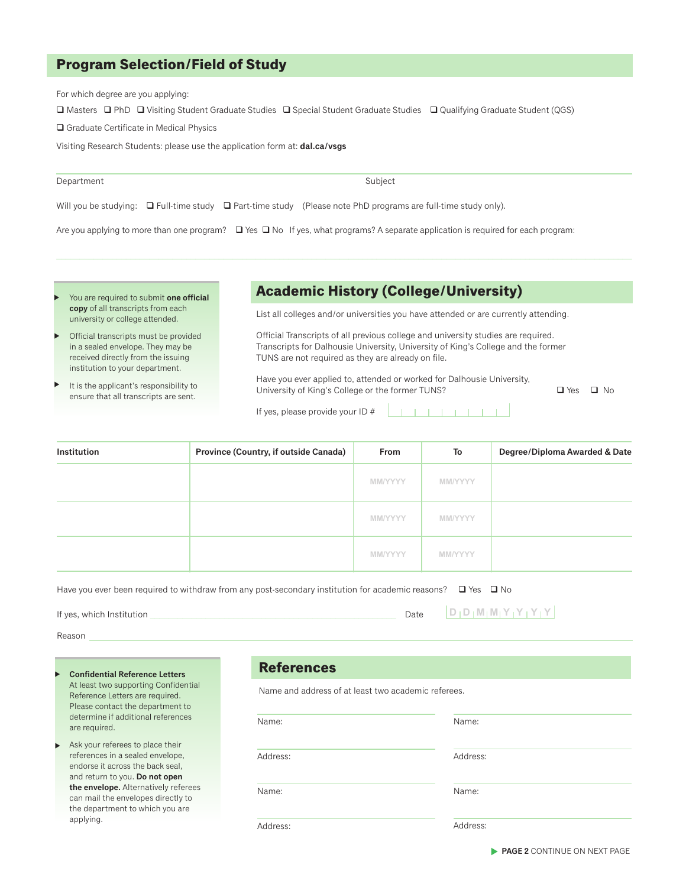## Program Selection/Field of Study

For which degree are you applying:

❑ Masters ❑ PhD ❑ Visiting Student Graduate Studies ❑ Special Student Graduate Studies ❑ Qualifying Graduate Student (QGS)

❑ Graduate Certificate in Medical Physics

Visiting Research Students: please use the application form at: **dal.ca/vsgs**

Department Subject

Will you be studying: ❑ Full-time study ❑ Part-time study (Please note PhD programs are full-time study only).

Are you applying to more than one program? ❑ Yes ❑ No If yes, what programs? A separate application is required for each program:

- You are required to submit **one official copy** of all transcripts from each university or college attended.
- Official transcripts must be provided in a sealed envelope. They may be received directly from the issuing institution to your department.
- It is the applicant's responsibility to ensure that all transcripts are sent.

## Academic History (College/University)

List all colleges and/or universities you have attended or are currently attending.

Official Transcripts of all previous college and university studies are required. Transcripts for Dalhousie University, University of King's College and the former TUNS are not required as they are already on file.

Have you ever applied to, attended or worked for Dalhousie University, University of King's College or the former TUNS? ❑ Yes ❑ No

If yes, please provide your ID #

| Institution | Province (Country, if outside Canada) | From | To | Degree/Diploma Awarded & Date |
|---|---|---|---|---|
| | | MM/YYYY | MM/YYYY | |
| | | MM/YYYY | MM/YYYY | |
| | | MM/YYYY | MM/YYYY | |

Have you ever been required to withdraw from any post-secondary institution for academic reasons? ❑ Yes ❑ No

If yes, which Institution Date D D M M Y Y Y Y

Reason

- **Confidential Reference Letters** At least two supporting Confidential Reference Letters are required. Please contact the department to determine if additional references are required.
- Ask your referees to place their references in a sealed envelope, endorse it across the back seal, and return to you. **Do not open the envelope.** Alternatively referees can mail the envelopes directly to the department to which you are applying.

## References

Name and address of at least two academic referees.

Name: Name:

Address: Address:

Name: Name:

Address: Address:

**PAGE 2** CONTINUE ON NEXT PAGE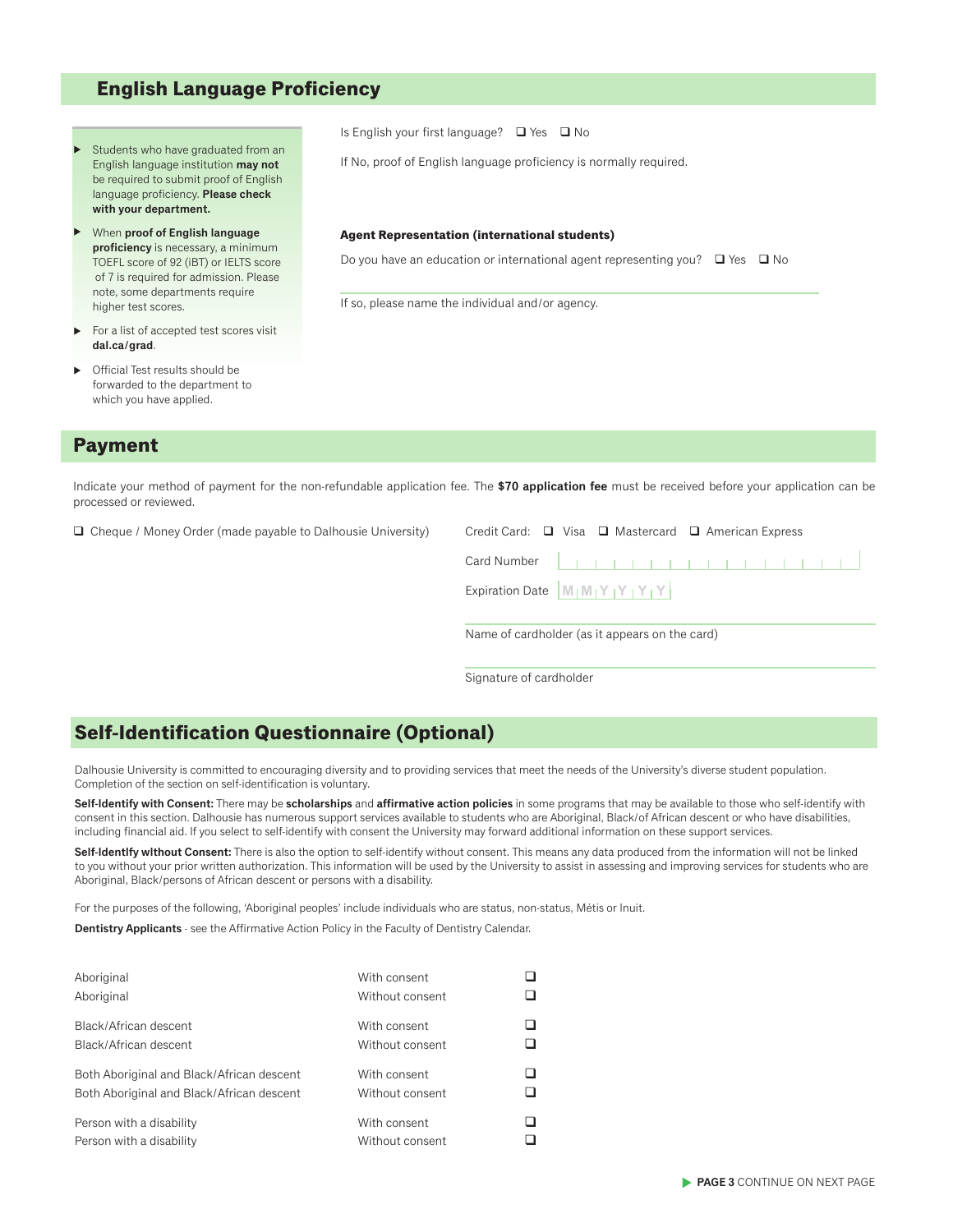## English Language Proficiency

- Students who have graduated from an English language institution **may not** be required to submit proof of English language proficiency. **Please check with your department.**
- When **proof of English language proficiency** is necessary, a minimum TOEFL score of 92 (iBT) or IELTS score of 7 is required for admission. Please note, some departments require higher test scores.
- For a list of accepted test scores visit **dal.ca/grad**.
- Official Test results should be forwarded to the department to which you have applied.

Is English your first language? ❑ Yes ❑ No

If No, proof of English language proficiency is normally required.

**Agent Representation (international students)**

Do you have an education or international agent representing you? ❑ Yes ❑ No

If so, please name the individual and/or agency.

## Payment

Indicate your method of payment for the non-refundable application fee. The **$70 application fee** must be received before your application can be processed or reviewed.

❑ Cheque / Money Order (made payable to Dalhousie University)

Credit Card: ❑ Visa ❑ Mastercard ❑ American Express

Card Number

Expiration Date M M Y Y Y Y

Name of cardholder (as it appears on the card)

Signature of cardholder

## Self-Identification Questionnaire (Optional)

Dalhousie University is committed to encouraging diversity and to providing services that meet the needs of the University's diverse student population. Completion of the section on self-identification is voluntary.

**Self-Identify with Consent:** There may be **scholarships** and **affirmative action policies** in some programs that may be available to those who self-identify with consent in this section. Dalhousie has numerous support services available to students who are Aboriginal, Black/of African descent or who have disabilities, including financial aid. If you select to self-identify with consent the University may forward additional information on these support services.

**Self-Identify without Consent:** There is also the option to self-identify without consent. This means any data produced from the information will not be linked to you without your prior written authorization. This information will be used by the University to assist in assessing and improving services for students who are Aboriginal, Black/persons of African descent or persons with a disability.

For the purposes of the following, 'Aboriginal peoples' include individuals who are status, non-status, Métis or Inuit.

**Dentistry Applicants** - see the Affirmative Action Policy in the Faculty of Dentistry Calendar.

| | | |
|---|---|---|
| Aboriginal | With consent | ❑ |
| Aboriginal | Without consent | ❑ |
| Black/African descent | With consent | ❑ |
| Black/African descent | Without consent | ❑ |
| Both Aboriginal and Black/African descent | With consent | ❑ |
| Both Aboriginal and Black/African descent | Without consent | ❑ |
| Person with a disability | With consent | ❑ |
| Person with a disability | Without consent | ❑ |

**PAGE 3** CONTINUE ON NEXT PAGE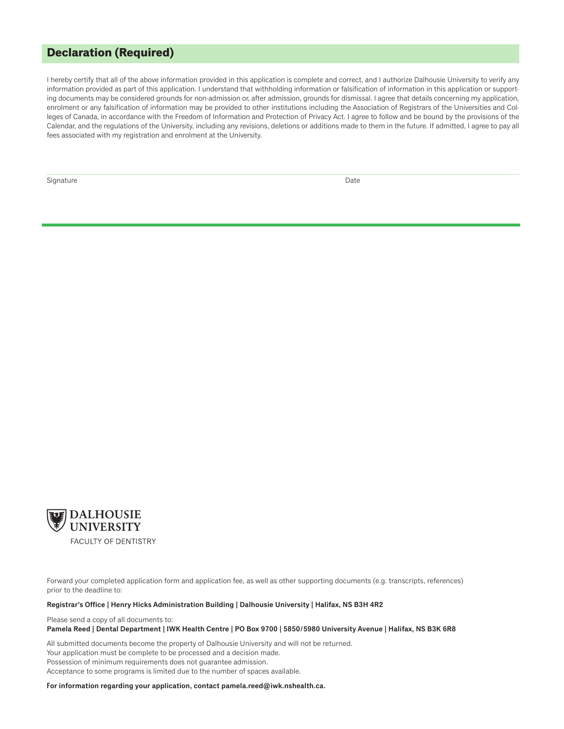## Declaration (Required)

I hereby certify that all of the above information provided in this application is complete and correct, and I authorize Dalhousie University to verify any information provided as part of this application. I understand that withholding information or falsification of information in this application or supporting documents may be considered grounds for non-admission or, after admission, grounds for dismissal. I agree that details concerning my application, enrolment or any falsification of information may be provided to other institutions including the Association of Registrars of the Universities and Colleges of Canada, in accordance with the Freedom of Information and Protection of Privacy Act. I agree to follow and be bound by the provisions of the Calendar, and the regulations of the University, including any revisions, deletions or additions made to them in the future. If admitted, I agree to pay all fees associated with my registration and enrolment at the University.

Signature

Date

DALHOUSIE UNIVERSITY

FACULTY OF DENTISTRY

Forward your completed application form and application fee, as well as other supporting documents (e.g. transcripts, references) prior to the deadline to:

**Registrar's Office | Henry Hicks Administration Building | Dalhousie University | Halifax, NS B3H 4R2**

Please send a copy of all documents to:
**Pamela Reed | Dental Department | IWK Health Centre | PO Box 9700 | 5850/5980 University Avenue | Halifax, NS B3K 6R8**

All submitted documents become the property of Dalhousie University and will not be returned.
Your application must be complete to be processed and a decision made.
Possession of minimum requirements does not guarantee admission.
Acceptance to some programs is limited due to the number of spaces available.

**For information regarding your application, contact pamela.reed@iwk.nshealth.ca.**